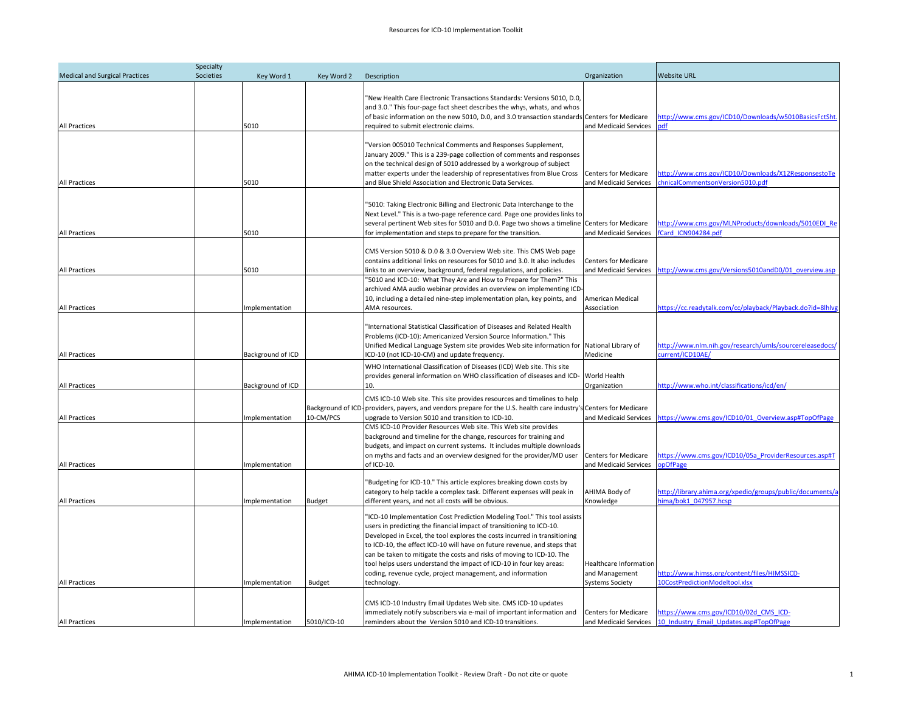| Medical and Surgical Practices | Specialty Societies | Key Word 1 | Key Word 2 | Description | Organization | Website URL |
|---|---|---|---|---|---|---|
| All Practices | | 5010 | | "New Health Care Electronic Transactions Standards: Versions 5010, D.0, and 3.0." This four-page fact sheet describes the whys, whats, and whos of basic information on the new 5010, D.0, and 3.0 transaction standards required to submit electronic claims. | Centers for Medicare and Medicaid Services | http://www.cms.gov/ICD10/Downloads/w5010BasicsFctSht.pdf |
| All Practices | | 5010 | | "Version 005010 Technical Comments and Responses Supplement, January 2009." This is a 239-page collection of comments and responses on the technical design of 5010 addressed by a workgroup of subject matter experts under the leadership of representatives from Blue Cross and Blue Shield Association and Electronic Data Services. | Centers for Medicare and Medicaid Services | http://www.cms.gov/ICD10/Downloads/X12ResponsestoTechnicalCommentsonVersion5010.pdf |
| All Practices | | 5010 | | "5010: Taking Electronic Billing and Electronic Data Interchange to the Next Level." This is a two-page reference card. Page one provides links to several pertinent Web sites for 5010 and D.0. Page two shows a timeline for implementation and steps to prepare for the transition. | Centers for Medicare and Medicaid Services | http://www.cms.gov/MLNProducts/downloads/5010EDI_RefCard_ICN904284.pdf |
| All Practices | | 5010 | | CMS Version 5010 & D.0 & 3.0 Overview Web site. This CMS Web page contains additional links on resources for 5010 and 3.0. It also includes links to an overview, background, federal regulations, and policies. | Centers for Medicare and Medicaid Services | http://www.cms.gov/Versions5010andD0/01_overview.asp |
| All Practices | | Implementation | | "5010 and ICD-10: What They Are and How to Prepare for Them?" This archived AMA audio webinar provides an overview on implementing ICD-10, including a detailed nine-step implementation plan, key points, and AMA resources. | American Medical Association | https://cc.readytalk.com/cc/playback/Playback.do?id=8lhlvg |
| All Practices | | Background of ICD | | "International Statistical Classification of Diseases and Related Health Problems (ICD-10): Americanized Version Source Information." This Unified Medical Language System site provides Web site information for ICD-10 (not ICD-10-CM) and update frequency. | National Library of Medicine | http://www.nlm.nih.gov/research/umls/sourcereleasedocs/current/ICD10AE/ |
| All Practices | | Background of ICD | | WHO International Classification of Diseases (ICD) Web site. This site provides general information on WHO classification of diseases and ICD-10. | World Health Organization | http://www.who.int/classifications/icd/en/ |
| All Practices | | Implementation | Background of ICD-10-CM/PCS | CMS ICD-10 Web site. This site provides resources and timelines to help providers, payers, and vendors prepare for the U.S. health care industry's upgrade to Version 5010 and transition to ICD-10. | Centers for Medicare and Medicaid Services | https://www.cms.gov/ICD10/01_Overview.asp#TopOfPage |
| All Practices | | Implementation | | CMS ICD-10 Provider Resources Web site. This Web site provides background and timeline for the change, resources for training and budgets, and impact on current systems. It includes multiple downloads on myths and facts and an overview designed for the provider/MD user of ICD-10. | Centers for Medicare and Medicaid Services | https://www.cms.gov/ICD10/05a_ProviderResources.asp#TopOfPage |
| All Practices | | Implementation | Budget | "Budgeting for ICD-10." This article explores breaking down costs by category to help tackle a complex task. Different expenses will peak in different years, and not all costs will be obvious. | AHIMA Body of Knowledge | http://library.ahima.org/xpedio/groups/public/documents/ahima/bok1_047957.hcsp |
| All Practices | | Implementation | Budget | "ICD-10 Implementation Cost Prediction Modeling Tool." This tool assists users in predicting the financial impact of transitioning to ICD-10. Developed in Excel, the tool explores the costs incurred in transitioning to ICD-10, the effect ICD-10 will have on future revenue, and steps that can be taken to mitigate the costs and risks of moving to ICD-10. The tool helps users understand the impact of ICD-10 in four key areas: coding, revenue cycle, project management, and information technology. | Healthcare Information and Management Systems Society | http://www.himss.org/content/files/HIMSSICD-10CostPredictionModeltool.xlsx |
| All Practices | | Implementation | 5010/ICD-10 | CMS ICD-10 Industry Email Updates Web site. CMS ICD-10 updates immediately notify subscribers via e-mail of important information and reminders about the Version 5010 and ICD-10 transitions. | Centers for Medicare and Medicaid Services | https://www.cms.gov/ICD10/02d_CMS_ICD-10_Industry_Email_Updates.asp#TopOfPage |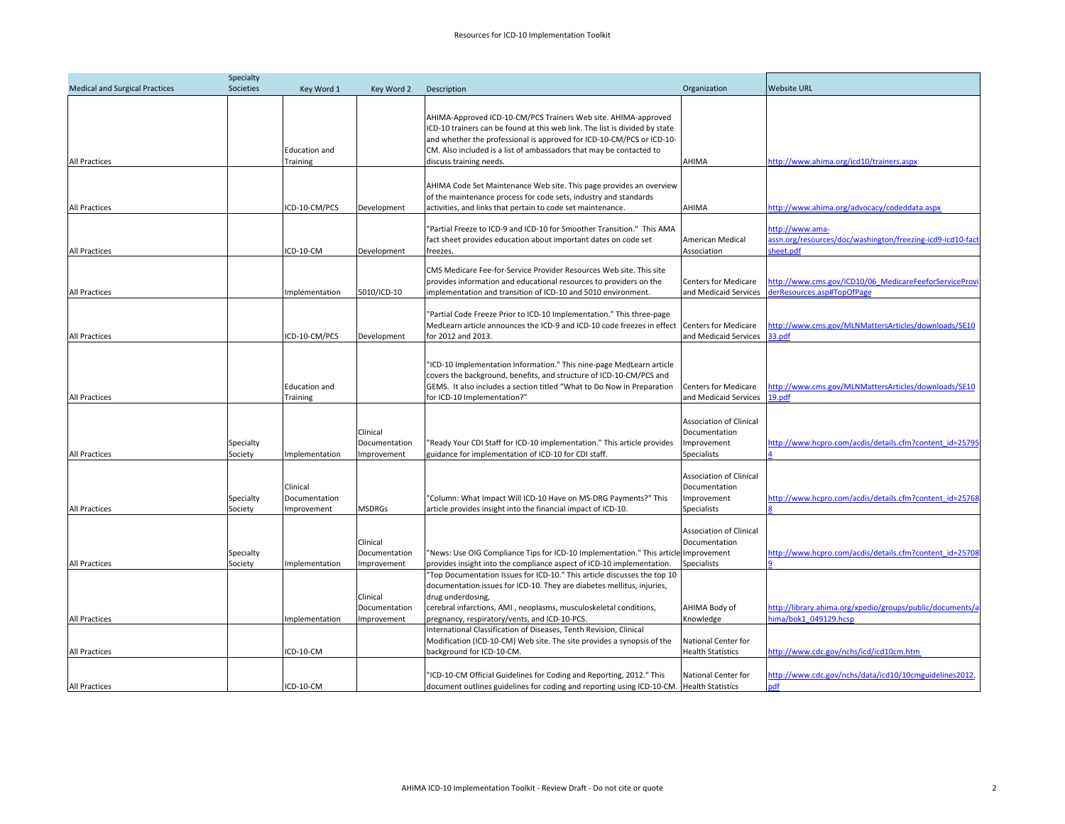| Medical and Surgical Practices | Specialty Societies | Key Word 1 | Key Word 2 | Description | Organization | Website URL |
|---|---|---|---|---|---|---|
| All Practices | | Education and Training | | AHIMA-Approved ICD-10-CM/PCS Trainers Web site. AHIMA-approved ICD-10 trainers can be found at this web link. The list is divided by state and whether the professional is approved for ICD-10-CM/PCS or ICD-10-CM. Also included is a list of ambassadors that may be contacted to discuss training needs. | AHIMA | http://www.ahima.org/icd10/trainers.aspx |
| All Practices | | ICD-10-CM/PCS | Development | AHIMA Code Set Maintenance Web site. This page provides an overview of the maintenance process for code sets, industry and standards activities, and links that pertain to code set maintenance. | AHIMA | http://www.ahima.org/advocacy/codeddata.aspx |
| All Practices | | ICD-10-CM | Development | "Partial Freeze to ICD-9 and ICD-10 for Smoother Transition." This AMA fact sheet provides education about important dates on code set freezes. | American Medical Association | http://www.ama-assn.org/resources/doc/washington/freezing-icd9-icd10-fact-sheet.pdf |
| All Practices | | Implementation | 5010/ICD-10 | CMS Medicare Fee-for-Service Provider Resources Web site. This site provides information and educational resources to providers on the implementation and transition of ICD-10 and 5010 environment. | Centers for Medicare and Medicaid Services | http://www.cms.gov/ICD10/06_MedicareFeeforServiceProviderResources.asp#TopOfPage |
| All Practices | | ICD-10-CM/PCS | Development | "Partial Code Freeze Prior to ICD-10 Implementation." This three-page MedLearn article announces the ICD-9 and ICD-10 code freezes in effect for 2012 and 2013. | Centers for Medicare and Medicaid Services | http://www.cms.gov/MLNMattersArticles/downloads/SE1033.pdf |
| All Practices | | Education and Training | | "ICD-10 Implementation Information." This nine-page MedLearn article covers the background, benefits, and structure of ICD-10-CM/PCS and GEMS. It also includes a section titled "What to Do Now in Preparation for ICD-10 Implementation?" | Centers for Medicare and Medicaid Services | http://www.cms.gov/MLNMattersArticles/downloads/SE1019.pdf |
| All Practices | Specialty Society | Implementation | Clinical Documentation Improvement | "Ready Your CDI Staff for ICD-10 implementation." This article provides guidance for implementation of ICD-10 for CDI staff. | Association of Clinical Documentation Improvement Specialists | http://www.hcpro.com/acdis/details.cfm?content_id=257954 |
| All Practices | Specialty Society | Clinical Documentation Improvement | MSDRGs | "Column: What Impact Will ICD-10 Have on MS-DRG Payments?" This article provides insight into the financial impact of ICD-10. | Association of Clinical Documentation Improvement Specialists | http://www.hcpro.com/acdis/details.cfm?content_id=257688 |
| All Practices | Specialty Society | Implementation | Clinical Documentation Improvement | "News: Use OIG Compliance Tips for ICD-10 Implementation." This article provides insight into the compliance aspect of ICD-10 implementation. | Association of Clinical Documentation Improvement Specialists | http://www.hcpro.com/acdis/details.cfm?content_id=257089 |
| All Practices | | Implementation | Clinical Documentation Improvement | "Top Documentation Issues for ICD-10." This article discusses the top 10 documentation issues for ICD-10. They are diabetes mellitus, injuries, drug underdosing, cerebral infarctions, AMI , neoplasms, musculoskeletal conditions, pregnancy, respiratory/vents, and ICD-10-PCS. | AHIMA Body of Knowledge | http://library.ahima.org/xpedio/groups/public/documents/ahima/bok1_049129.hcsp |
| All Practices | | ICD-10-CM | | International Classification of Diseases, Tenth Revision, Clinical Modification (ICD-10-CM) Web site. The site provides a synopsis of the background for ICD-10-CM. | National Center for Health Statistics | http://www.cdc.gov/nchs/icd/icd10cm.htm |
| All Practices | | ICD-10-CM | | "ICD-10-CM Official Guidelines for Coding and Reporting, 2012." This document outlines guidelines for coding and reporting using ICD-10-CM. | National Center for Health Statistics | http://www.cdc.gov/nchs/data/icd10/10cmguidelines2012.pdf |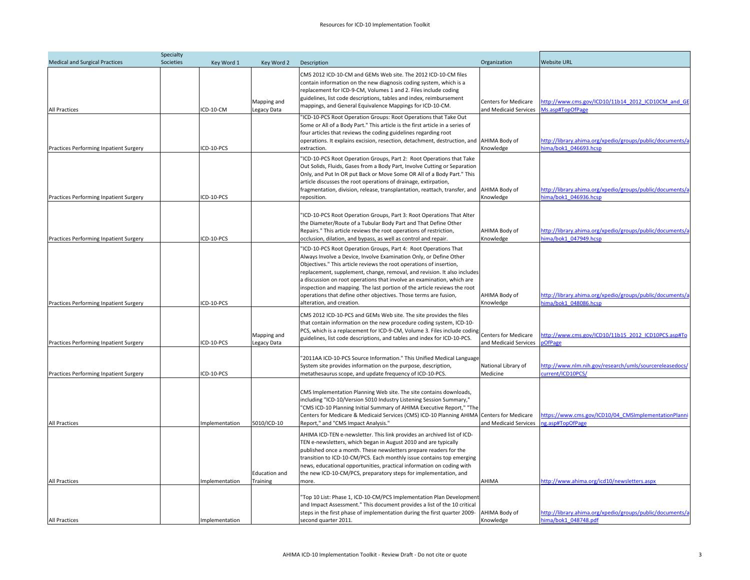| Medical and Surgical Practices | Specialty Societies | Key Word 1 | Key Word 2 | Description | Organization | Website URL |
|---|---|---|---|---|---|---|
| All Practices | | ICD-10-CM | Mapping and Legacy Data | CMS 2012 ICD-10-CM and GEMs Web site. The 2012 ICD-10-CM files contain information on the new diagnosis coding system, which is a replacement for ICD-9-CM, Volumes 1 and 2. Files include coding guidelines, list code descriptions, tables and index, reimbursement mappings, and General Equivalence Mappings for ICD-10-CM. | Centers for Medicare and Medicaid Services | http://www.cms.gov/ICD10/11b14_2012_ICD10CM_and_GEMs.asp#TopOfPage |
| Practices Performing Inpatient Surgery | | ICD-10-PCS | | "ICD-10-PCS Root Operation Groups: Root Operations that Take Out Some or All of a Body Part." This article is the first article in a series of four articles that reviews the coding guidelines regarding root operations. It explains excision, resection, detachment, destruction, and extraction. | AHIMA Body of Knowledge | http://library.ahima.org/xpedio/groups/public/documents/ahima/bok1_046693.hcsp |
| Practices Performing Inpatient Surgery | | ICD-10-PCS | | "ICD-10-PCS Root Operation Groups, Part 2: Root Operations that Take Out Solids, Fluids, Gases from a Body Part, Involve Cutting or Separation Only, and Put In OR put Back or Move Some OR All of a Body Part." This article discusses the root operations of drainage, extirpation, fragmentation, division, release, transplantation, reattach, transfer, and reposition. | AHIMA Body of Knowledge | http://library.ahima.org/xpedio/groups/public/documents/ahima/bok1_046936.hcsp |
| Practices Performing Inpatient Surgery | | ICD-10-PCS | | "ICD-10-PCS Root Operation Groups, Part 3: Root Operations That Alter the Diameter/Route of a Tubular Body Part and That Define Other Repairs." This article reviews the root operations of restriction, occlusion, dilation, and bypass, as well as control and repair. | AHIMA Body of Knowledge | http://library.ahima.org/xpedio/groups/public/documents/ahima/bok1_047949.hcsp |
| Practices Performing Inpatient Surgery | | ICD-10-PCS | | "ICD-10-PCS Root Operation Groups, Part 4: Root Operations That Always Involve a Device, Involve Examination Only, or Define Other Objectives." This article reviews the root operations of insertion, replacement, supplement, change, removal, and revision. It also includes a discussion on root operations that involve an examination, which are inspection and mapping. The last portion of the article reviews the root operations that define other objectives. Those terms are fusion, alteration, and creation. | AHIMA Body of Knowledge | http://library.ahima.org/xpedio/groups/public/documents/ahima/bok1_048086.hcsp |
| Practices Performing Inpatient Surgery | | ICD-10-PCS | Mapping and Legacy Data | CMS 2012 ICD-10-PCS and GEMs Web site. The site provides the files that contain information on the new procedure coding system, ICD-10-PCS, which is a replacement for ICD-9-CM, Volume 3. Files include coding guidelines, list code descriptions, and tables and index for ICD-10-PCS. | Centers for Medicare and Medicaid Services | http://www.cms.gov/ICD10/11b15_2012_ICD10PCS.asp#TopOfPage |
| Practices Performing Inpatient Surgery | | ICD-10-PCS | | "2011AA ICD-10-PCS Source Information." This Unified Medical Language System site provides information on the purpose, description, metathesaurus scope, and update frequency of ICD-10-PCS. | National Library of Medicine | http://www.nlm.nih.gov/research/umls/sourcereleasedocs/current/ICD10PCS/ |
| All Practices | | Implementation | 5010/ICD-10 | CMS Implementation Planning Web site. The site contains downloads, including "ICD-10/Version 5010 Industry Listening Session Summary," "CMS ICD-10 Planning Initial Summary of AHIMA Executive Report," "The Centers for Medicare & Medicaid Services (CMS) ICD-10 Planning AHIMA Report," and "CMS Impact Analysis." | Centers for Medicare and Medicaid Services | https://www.cms.gov/ICD10/04_CMSImplementationPlanning.asp#TopOfPage |
| All Practices | | Implementation | Education and Training | AHIMA ICD-TEN e-newsletter. This link provides an archived list of ICD-TEN e-newsletters, which began in August 2010 and are typically published once a month. These newsletters prepare readers for the transition to ICD-10-CM/PCS. Each monthly issue contains top emerging news, educational opportunities, practical information on coding with the new ICD-10-CM/PCS, preparatory steps for implementation, and more. | AHIMA | http://www.ahima.org/icd10/newsletters.aspx |
| All Practices | | Implementation | | "Top 10 List: Phase 1, ICD-10-CM/PCS Implementation Plan Development and Impact Assessment." This document provides a list of the 10 critical steps in the first phase of implementation during the first quarter 2009-second quarter 2011. | AHIMA Body of Knowledge | http://library.ahima.org/xpedio/groups/public/documents/ahima/bok1_048748.pdf |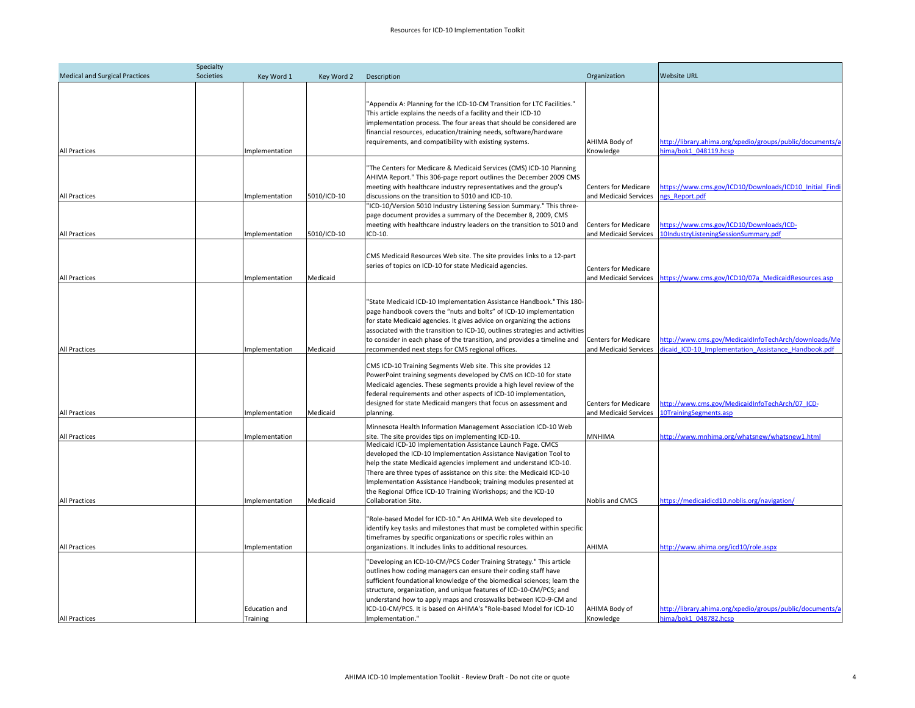| Medical and Surgical Practices | Specialty Societies | Key Word 1 | Key Word 2 | Description | Organization | Website URL |
| --- | --- | --- | --- | --- | --- | --- |
| All Practices | | Implementation | | "Appendix A: Planning for the ICD-10-CM Transition for LTC Facilities." This article explains the needs of a facility and their ICD-10 implementation process. The four areas that should be considered are financial resources, education/training needs, software/hardware requirements, and compatibility with existing systems. | AHIMA Body of Knowledge | http://library.ahima.org/xpedio/groups/public/documents/ahima/bok1_048119.hcsp |
| All Practices | | Implementation | 5010/ICD-10 | "The Centers for Medicare & Medicaid Services (CMS) ICD-10 Planning AHIMA Report." This 306-page report outlines the December 2009 CMS meeting with healthcare industry representatives and the group's discussions on the transition to 5010 and ICD-10. | Centers for Medicare and Medicaid Services | https://www.cms.gov/ICD10/Downloads/ICD10_Initial_Findings_Report.pdf |
| All Practices | | Implementation | 5010/ICD-10 | "ICD-10/Version 5010 Industry Listening Session Summary." This three-page document provides a summary of the December 8, 2009, CMS meeting with healthcare industry leaders on the transition to 5010 and ICD-10. | Centers for Medicare and Medicaid Services | https://www.cms.gov/ICD10/Downloads/ICD-10IndustryListeningSessionSummary.pdf |
| All Practices | | Implementation | Medicaid | CMS Medicaid Resources Web site. The site provides links to a 12-part series of topics on ICD-10 for state Medicaid agencies. | Centers for Medicare and Medicaid Services | https://www.cms.gov/ICD10/07a_MedicaidResources.asp |
| All Practices | | Implementation | Medicaid | "State Medicaid ICD-10 Implementation Assistance Handbook." This 180-page handbook covers the "nuts and bolts" of ICD-10 implementation for state Medicaid agencies. It gives advice on organizing the actions associated with the transition to ICD-10, outlines strategies and activities to consider in each phase of the transition, and provides a timeline and recommended next steps for CMS regional offices. | Centers for Medicare and Medicaid Services | http://www.cms.gov/MedicaidInfoTechArch/downloads/Medicaid_ICD-10_Implementation_Assistance_Handbook.pdf |
| All Practices | | Implementation | Medicaid | CMS ICD-10 Training Segments Web site. This site provides 12 PowerPoint training segments developed by CMS on ICD-10 for state Medicaid agencies. These segments provide a high level review of the federal requirements and other aspects of ICD-10 implementation, designed for state Medicaid mangers that focus on assessment and planning. | Centers for Medicare and Medicaid Services | http://www.cms.gov/MedicaidInfoTechArch/07_ICD-10TrainingSegments.asp |
| All Practices | | Implementation | | Minnesota Health Information Management Association ICD-10 Web site. The site provides tips on implementing ICD-10. | MNHIMA | http://www.mnhima.org/whatsnew/whatsnew1.html |
| All Practices | | Implementation | Medicaid | Medicaid ICD-10 Implementation Assistance Launch Page. CMCS developed the ICD-10 Implementation Assistance Navigation Tool to help the state Medicaid agencies implement and understand ICD-10. There are three types of assistance on this site: the Medicaid ICD-10 Implementation Assistance Handbook; training modules presented at the Regional Office ICD-10 Training Workshops; and the ICD-10 Collaboration Site. | Noblis and CMCS | https://medicaidicd10.noblis.org/navigation/ |
| All Practices | | Implementation | | "Role-based Model for ICD-10." An AHIMA Web site developed to identify key tasks and milestones that must be completed within specific timeframes by specific organizations or specific roles within an organizations. It includes links to additional resources. | AHIMA | http://www.ahima.org/icd10/role.aspx |
| All Practices | | Education and Training | | "Developing an ICD-10-CM/PCS Coder Training Strategy." This article outlines how coding managers can ensure their coding staff have sufficient foundational knowledge of the biomedical sciences; learn the structure, organization, and unique features of ICD-10-CM/PCS; and understand how to apply maps and crosswalks between ICD-9-CM and ICD-10-CM/PCS. It is based on AHIMA's "Role-based Model for ICD-10 Implementation." | AHIMA Body of Knowledge | http://library.ahima.org/xpedio/groups/public/documents/ahima/bok1_048782.hcsp |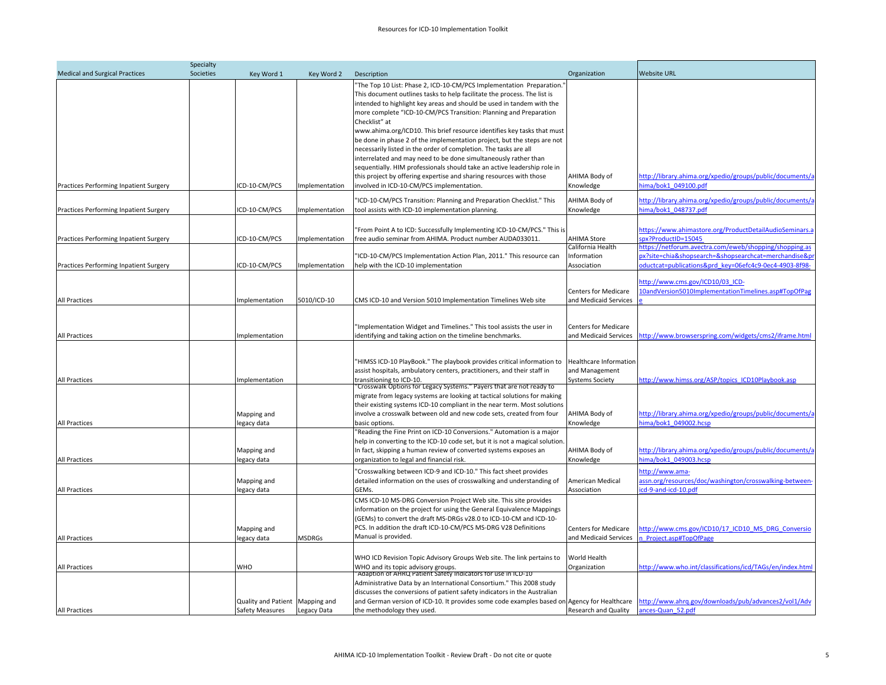Resources for ICD-10 Implementation Toolkit

| Medical and Surgical Practices | Specialty Societies | Key Word 1 | Key Word 2 | Description | Organization | Website URL |
|---|---|---|---|---|---|---|
| Practices Performing Inpatient Surgery | | ICD-10-CM/PCS | Implementation | "The Top 10 List: Phase 2, ICD-10-CM/PCS Implementation Preparation." This document outlines tasks to help facilitate the process. The list is intended to highlight key areas and should be used in tandem with the more complete "ICD-10-CM/PCS Transition: Planning and Preparation Checklist" at www.ahima.org/ICD10. This brief resource identifies key tasks that must be done in phase 2 of the implementation project, but the steps are not necessarily listed in the order of completion. The tasks are all interrelated and may need to be done simultaneously rather than sequentially. HIM professionals should take an active leadership role in this project by offering expertise and sharing resources with those involved in ICD-10-CM/PCS implementation. | AHIMA Body of Knowledge | http://library.ahima.org/xpedio/groups/public/documents/ahima/bok1_049100.pdf |
| Practices Performing Inpatient Surgery | | ICD-10-CM/PCS | Implementation | "ICD-10-CM/PCS Transition: Planning and Preparation Checklist." This tool assists with ICD-10 implementation planning. | AHIMA Body of Knowledge | http://library.ahima.org/xpedio/groups/public/documents/ahima/bok1_048737.pdf |
| Practices Performing Inpatient Surgery | | ICD-10-CM/PCS | Implementation | "From Point A to ICD: Successfully Implementing ICD-10-CM/PCS." This is free audio seminar from AHIMA. Product number AUDA033011. | AHIMA Store | https://www.ahimastore.org/ProductDetailAudioSeminars.aspx?ProductID=15045 |
| Practices Performing Inpatient Surgery | | ICD-10-CM/PCS | Implementation | "ICD-10-CM/PCS Implementation Action Plan, 2011." This resource can help with the ICD-10 implementation | California Health Information Association | https://netforum.avectra.com/eweb/shopping/shopping.aspx?site=chia&shopsearch=&shopsearchcat=merchandise&productcat=publications&prd_key=06efc4c9-0ec4-4903-8f98- |
| All Practices | | Implementation | 5010/ICD-10 | CMS ICD-10 and Version 5010 Implementation Timelines Web site | Centers for Medicare and Medicaid Services | http://www.cms.gov/ICD10/03_ICD-10andVersion5010ImplementationTimelines.asp#TopOfPage |
| All Practices | | Implementation | | "Implementation Widget and Timelines." This tool assists the user in identifying and taking action on the timeline benchmarks. | Centers for Medicare and Medicaid Services | http://www.browserspring.com/widgets/cms2/iframe.html |
| All Practices | | Implementation | | "HIMSS ICD-10 PlayBook." The playbook provides critical information to assist hospitals, ambulatory centers, practitioners, and their staff in transitioning to ICD-10. | Healthcare Information and Management Systems Society | http://www.himss.org/ASP/topics_ICD10Playbook.asp |
| All Practices | | Mapping and legacy data | | "Crosswalk Options for Legacy Systems." Payers that are not ready to migrate from legacy systems are looking at tactical solutions for making their existing systems ICD-10 compliant in the near term. Most solutions involve a crosswalk between old and new code sets, created from four basic options. | AHIMA Body of Knowledge | http://library.ahima.org/xpedio/groups/public/documents/ahima/bok1_049002.hcsp |
| All Practices | | Mapping and legacy data | | "Reading the Fine Print on ICD-10 Conversions." Automation is a major help in converting to the ICD-10 code set, but it is not a magical solution. In fact, skipping a human review of converted systems exposes an organization to legal and financial risk. | AHIMA Body of Knowledge | http://library.ahima.org/xpedio/groups/public/documents/ahima/bok1_049003.hcsp |
| All Practices | | Mapping and legacy data | | "Crosswalking between ICD-9 and ICD-10." This fact sheet provides detailed information on the uses of crosswalking and understanding of GEMs. | American Medical Association | http://www.ama-assn.org/resources/doc/washington/crosswalking-between-icd-9-and-icd-10.pdf |
| All Practices | | Mapping and legacy data | MSDRGs | CMS ICD-10 MS-DRG Conversion Project Web site. This site provides information on the project for using the General Equivalence Mappings (GEMs) to convert the draft MS-DRGs v28.0 to ICD-10-CM and ICD-10-PCS. In addition the draft ICD-10-CM/PCS MS-DRG V28 Definitions Manual is provided. | Centers for Medicare and Medicaid Services | http://www.cms.gov/ICD10/17_ICD10_MS_DRG_Conversion_Project.asp#TopOfPage |
| All Practices | | WHO | | WHO ICD Revision Topic Advisory Groups Web site. The link pertains to WHO and its topic advisory groups. | World Health Organization | http://www.who.int/classifications/icd/TAGs/en/index.html |
| All Practices | | Quality and Patient Safety Measures | Mapping and Legacy Data | "Adaption of AHRQ Patient Safety Indicators for use in ICD-10 Administrative Data by an International Consortium." This 2008 study discusses the conversions of patient safety indicators in the Australian and German version of ICD-10. It provides some code examples based on the methodology they used. | Agency for Healthcare Research and Quality | http://www.ahrq.gov/downloads/pub/advances2/vol1/Advances-Quan_52.pdf |

AHIMA ICD-10 Implementation Toolkit - Review Draft - Do not cite or quote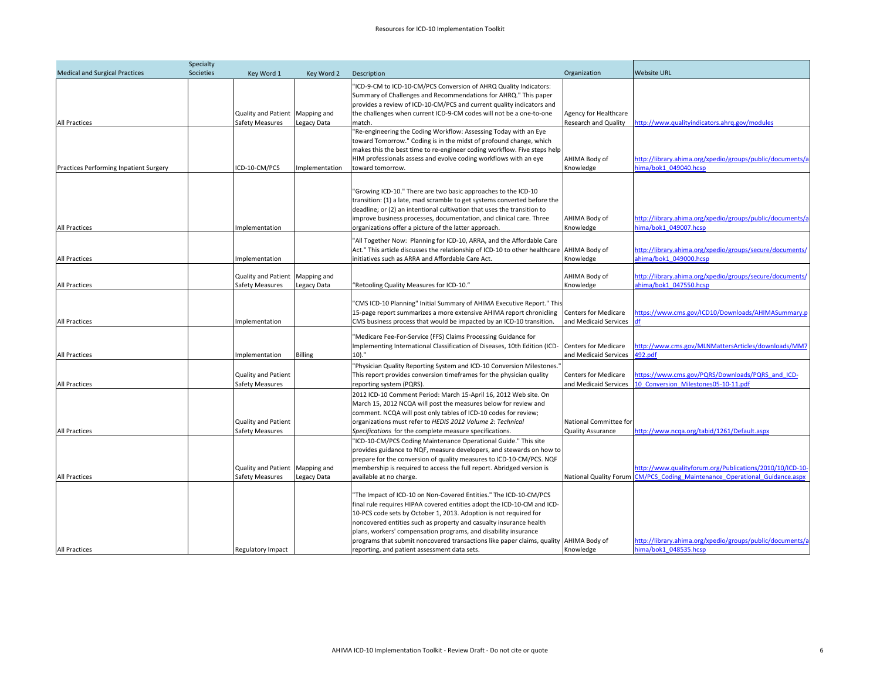| Medical and Surgical Practices | Specialty Societies | Key Word 1 | Key Word 2 | Description | Organization | Website URL |
|---|---|---|---|---|---|---|
| All Practices | | Quality and Patient Safety Measures | Mapping and Legacy Data | "ICD-9-CM to ICD-10-CM/PCS Conversion of AHRQ Quality Indicators: Summary of Challenges and Recommendations for AHRQ." This paper provides a review of ICD-10-CM/PCS and current quality indicators and the challenges when current ICD-9-CM codes will not be a one-to-one match. | Agency for Healthcare Research and Quality | http://www.qualityindicators.ahrq.gov/modules |
| Practices Performing Inpatient Surgery | | ICD-10-CM/PCS | Implementation | "Re-engineering the Coding Workflow: Assessing Today with an Eye toward Tomorrow." Coding is in the midst of profound change, which makes this the best time to re-engineer coding workflow. Five steps help HIM professionals assess and evolve coding workflows with an eye toward tomorrow. | AHIMA Body of Knowledge | http://library.ahima.org/xpedio/groups/public/documents/ahima/bok1_049040.hcsp |
| All Practices | | Implementation | | "Growing ICD-10." There are two basic approaches to the ICD-10 transition: (1) a late, mad scramble to get systems converted before the deadline; or (2) an intentional cultivation that uses the transition to improve business processes, documentation, and clinical care. Three organizations offer a picture of the latter approach. | AHIMA Body of Knowledge | http://library.ahima.org/xpedio/groups/public/documents/ahima/bok1_049007.hcsp |
| All Practices | | Implementation | | "All Together Now: Planning for ICD-10, ARRA, and the Affordable Care Act." This article discusses the relationship of ICD-10 to other healthcare initiatives such as ARRA and Affordable Care Act. | AHIMA Body of Knowledge | http://library.ahima.org/xpedio/groups/secure/documents/ahima/bok1_049000.hcsp |
| All Practices | | Quality and Patient Safety Measures | Mapping and Legacy Data | "Retooling Quality Measures for ICD-10." | AHIMA Body of Knowledge | http://library.ahima.org/xpedio/groups/secure/documents/ahima/bok1_047550.hcsp |
| All Practices | | Implementation | | "CMS ICD-10 Planning" Initial Summary of AHIMA Executive Report." This 15-page report summarizes a more extensive AHIMA report chronicling CMS business process that would be impacted by an ICD-10 transition. | Centers for Medicare and Medicaid Services | https://www.cms.gov/ICD10/Downloads/AHIMASummary.pdf |
| All Practices | | Implementation | Billing | "Medicare Fee-For-Service (FFS) Claims Processing Guidance for Implementing International Classification of Diseases, 10th Edition (ICD-10)." | Centers for Medicare and Medicaid Services | http://www.cms.gov/MLNMattersArticles/downloads/MM7492.pdf |
| All Practices | | Quality and Patient Safety Measures | | "Physician Quality Reporting System and ICD-10 Conversion Milestones." This report provides conversion timeframes for the physician quality reporting system (PQRS). | Centers for Medicare and Medicaid Services | https://www.cms.gov/PQRS/Downloads/PQRS_and_ICD-10_Conversion_Milestones05-10-11.pdf |
| All Practices | | Quality and Patient Safety Measures | | 2012 ICD-10 Comment Period: March 15-April 16, 2012 Web site. On March 15, 2012 NCQA will post the measures below for review and comment. NCQA will post only tables of ICD-10 codes for review; organizations must refer to *HEDIS 2012 Volume 2: Technical Specifications* for the complete measure specifications. | National Committee for Quality Assurance | http://www.ncqa.org/tabid/1261/Default.aspx |
| All Practices | | Quality and Patient Safety Measures | Mapping and Legacy Data | "ICD-10-CM/PCS Coding Maintenance Operational Guide." This site provides guidance to NQF, measure developers, and stewards on how to prepare for the conversion of quality measures to ICD-10-CM/PCS. NQF membership is required to access the full report. Abridged version is available at no charge. | National Quality Forum | http://www.qualityforum.org/Publications/2010/10/ICD-10-CM/PCS_Coding_Maintenance_Operational_Guidance.aspx |
| All Practices | | Regulatory Impact | | "The Impact of ICD-10 on Non-Covered Entities." The ICD-10-CM/PCS final rule requires HIPAA covered entities adopt the ICD-10-CM and ICD-10-PCS code sets by October 1, 2013. Adoption is not required for noncovered entities such as property and casualty insurance health plans, workers' compensation programs, and disability insurance programs that submit noncovered transactions like paper claims, quality reporting, and patient assessment data sets. | AHIMA Body of Knowledge | http://library.ahima.org/xpedio/groups/public/documents/ahima/bok1_048535.hcsp |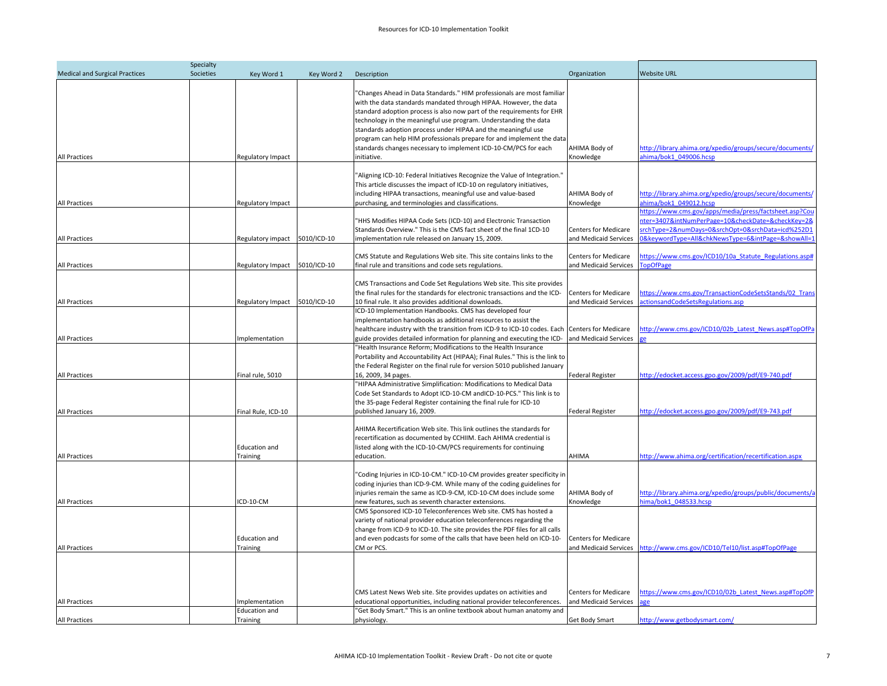| Medical and Surgical Practices | Specialty Societies | Key Word 1 | Key Word 2 | Description | Organization | Website URL |
|---|---|---|---|---|---|---|
| All Practices | | Regulatory Impact | | "Changes Ahead in Data Standards." HIM professionals are most familiar with the data standards mandated through HIPAA. However, the data standard adoption process is also now part of the requirements for EHR technology in the meaningful use program. Understanding the data standards adoption process under HIPAA and the meaningful use program can help HIM professionals prepare for and implement the data standards changes necessary to implement ICD-10-CM/PCS for each initiative. | AHIMA Body of Knowledge | http://library.ahima.org/xpedio/groups/secure/documents/ahima/bok1_049006.hcsp |
| All Practices | | Regulatory Impact | | "Aligning ICD-10: Federal Initiatives Recognize the Value of Integration." This article discusses the impact of ICD-10 on regulatory initiatives, including HIPAA transactions, meaningful use and value-based purchasing, and terminologies and classifications. | AHIMA Body of Knowledge | http://library.ahima.org/xpedio/groups/secure/documents/ahima/bok1_049012.hcsp |
| All Practices | | Regulatory impact | 5010/ICD-10 | "HHS Modifies HIPAA Code Sets (ICD-10) and Electronic Transaction Standards Overview." This is the CMS fact sheet of the final 1CD-10 implementation rule released on January 15, 2009. | Centers for Medicare and Medicaid Services | https://www.cms.gov/apps/media/press/factsheet.asp?Counter=3407&intNumPerPage=10&checkDate=&checkKey=2&srchType=2&numDays=0&srchOpt=0&srchData=icd%252D10&keywordType=All&chkNewsType=6&intPage=&showAll=1 |
| All Practices | | Regulatory Impact | 5010/ICD-10 | CMS Statute and Regulations Web site. This site contains links to the final rule and transitions and code sets regulations. | Centers for Medicare and Medicaid Services | https://www.cms.gov/ICD10/10a_Statute_Regulations.asp#TopOfPage |
| All Practices | | Regulatory Impact | 5010/ICD-10 | CMS Transactions and Code Set Regulations Web site. This site provides the final rules for the standards for electronic transactions and the ICD-10 final rule. It also provides additional downloads. | Centers for Medicare and Medicaid Services | https://www.cms.gov/TransactionCodeSetsStands/02_TransactionsandCodeSetsRegulations.asp |
| All Practices | | Implementation | | ICD-10 Implementation Handbooks. CMS has developed four implementation handbooks as additional resources to assist the healthcare industry with the transition from ICD-9 to ICD-10 codes. Each guide provides detailed information for planning and executing the ICD- | Centers for Medicare and Medicaid Services | http://www.cms.gov/ICD10/02b_Latest_News.asp#TopOfPage |
| All Practices | | Final rule, 5010 | | "Health Insurance Reform; Modifications to the Health Insurance Portability and Accountability Act (HIPAA); Final Rules." This is the link to the Federal Register on the final rule for version 5010 published January 16, 2009, 34 pages. | Federal Register | http://edocket.access.gpo.gov/2009/pdf/E9-740.pdf |
| All Practices | | Final Rule, ICD-10 | | "HIPAA Administrative Simplification: Modifications to Medical Data Code Set Standards to Adopt ICD-10-CM andICD-10-PCS." This link is to the 35-page Federal Register containing the final rule for ICD-10 published January 16, 2009. | Federal Register | http://edocket.access.gpo.gov/2009/pdf/E9-743.pdf |
| All Practices | | Education and Training | | AHIMA Recertification Web site. This link outlines the standards for recertification as documented by CCHIIM. Each AHIMA credential is listed along with the ICD-10-CM/PCS requirements for continuing education. | AHIMA | http://www.ahima.org/certification/recertification.aspx |
| All Practices | | ICD-10-CM | | "Coding Injuries in ICD-10-CM." ICD-10-CM provides greater specificity in coding injuries than ICD-9-CM. While many of the coding guidelines for injuries remain the same as ICD-9-CM, ICD-10-CM does include some new features, such as seventh character extensions. | AHIMA Body of Knowledge | http://library.ahima.org/xpedio/groups/public/documents/ahima/bok1_048533.hcsp |
| All Practices | | Education and Training | | CMS Sponsored ICD-10 Teleconferences Web site. CMS has hosted a variety of national provider education teleconferences regarding the change from ICD-9 to ICD-10. The site provides the PDF files for all calls and even podcasts for some of the calls that have been held on ICD-10-CM or PCS. | Centers for Medicare and Medicaid Services | http://www.cms.gov/ICD10/Tel10/list.asp#TopOfPage |
| All Practices | | Implementation | | CMS Latest News Web site. Site provides updates on activities and educational opportunities, including national provider teleconferences. | Centers for Medicare and Medicaid Services | https://www.cms.gov/ICD10/02b_Latest_News.asp#TopOfPage |
| All Practices | | Education and Training | | "Get Body Smart." This is an online textbook about human anatomy and physiology. | Get Body Smart | http://www.getbodysmart.com/ |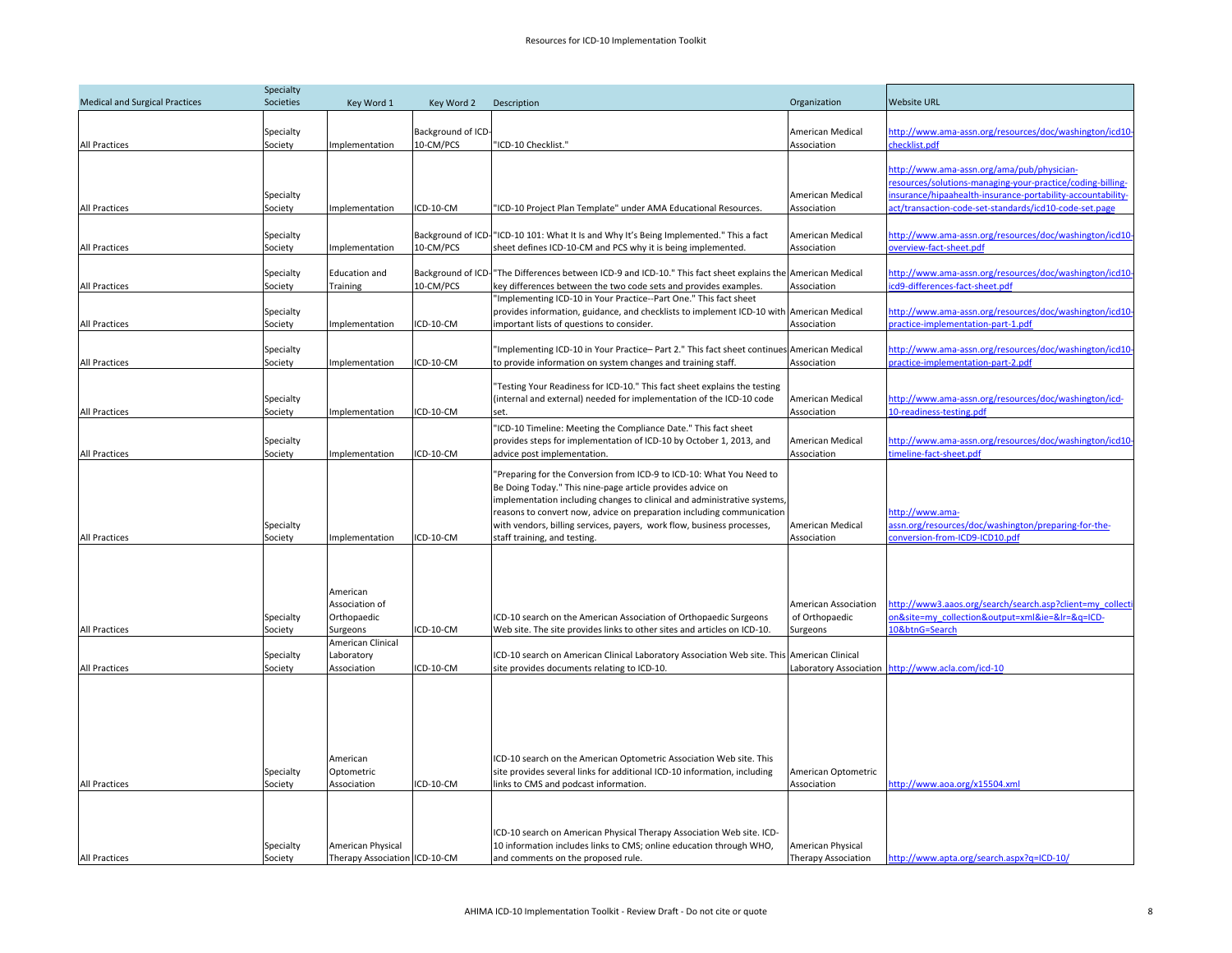| Medical and Surgical Practices | Specialty Societies | Key Word 1 | Key Word 2 | Description | Organization | Website URL |
|---|---|---|---|---|---|---|
| All Practices | Specialty Society | Implementation | Background of ICD-10-CM/PCS | "ICD-10 Checklist." | American Medical Association | http://www.ama-assn.org/resources/doc/washington/icd10-checklist.pdf |
| All Practices | Specialty Society | Implementation | ICD-10-CM | "ICD-10 Project Plan Template" under AMA Educational Resources. | American Medical Association | http://www.ama-assn.org/ama/pub/physician-resources/solutions-managing-your-practice/coding-billing-insurance/hipaahealth-insurance-portability-accountability-act/transaction-code-set-standards/icd10-code-set.page |
| All Practices | Specialty Society | Implementation | Background of ICD-10-CM/PCS | "ICD-10 101: What It Is and Why It's Being Implemented." This a fact sheet defines ICD-10-CM and PCS why it is being implemented. | American Medical Association | http://www.ama-assn.org/resources/doc/washington/icd10-overview-fact-sheet.pdf |
| All Practices | Specialty Society | Education and Training | Background of ICD-10-CM/PCS | "The Differences between ICD-9 and ICD-10." This fact sheet explains the key differences between the two code sets and provides examples. | American Medical Association | http://www.ama-assn.org/resources/doc/washington/icd10-icd9-differences-fact-sheet.pdf |
| All Practices | Specialty Society | Implementation | ICD-10-CM | "Implementing ICD-10 in Your Practice--Part One." This fact sheet provides information, guidance, and checklists to implement ICD-10 with important lists of questions to consider. | American Medical Association | http://www.ama-assn.org/resources/doc/washington/icd10-practice-implementation-part-1.pdf |
| All Practices | Specialty Society | Implementation | ICD-10-CM | "Implementing ICD-10 in Your Practice– Part 2." This fact sheet continues to provide information on system changes and training staff. | American Medical Association | http://www.ama-assn.org/resources/doc/washington/icd10-practice-implementation-part-2.pdf |
| All Practices | Specialty Society | Implementation | ICD-10-CM | "Testing Your Readiness for ICD-10." This fact sheet explains the testing (internal and external) needed for implementation of the ICD-10 code set. | American Medical Association | http://www.ama-assn.org/resources/doc/washington/icd-10-readiness-testing.pdf |
| All Practices | Specialty Society | Implementation | ICD-10-CM | "ICD-10 Timeline: Meeting the Compliance Date." This fact sheet provides steps for implementation of ICD-10 by October 1, 2013, and advice post implementation. | American Medical Association | http://www.ama-assn.org/resources/doc/washington/icd10-timeline-fact-sheet.pdf |
| All Practices | Specialty Society | Implementation | ICD-10-CM | "Preparing for the Conversion from ICD-9 to ICD-10: What You Need to Be Doing Today." This nine-page article provides advice on implementation including changes to clinical and administrative systems, reasons to convert now, advice on preparation including communication with vendors, billing services, payers, work flow, business processes, staff training, and testing. | American Medical Association | http://www.ama-assn.org/resources/doc/washington/preparing-for-the-conversion-from-ICD9-ICD10.pdf |
| All Practices | Specialty Society | American Association of Orthopaedic Surgeons | ICD-10-CM | ICD-10 search on the American Association of Orthopaedic Surgeons Web site. The site provides links to other sites and articles on ICD-10. | American Association of Orthopaedic Surgeons | http://www3.aaos.org/search/search.asp?client=my_collection&site=my_collection&output=xml&ie=&lr=&q=ICD-10&btnG=Search |
| All Practices | Specialty Society | American Clinical Laboratory Association | ICD-10-CM | ICD-10 search on American Clinical Laboratory Association Web site. This site provides documents relating to ICD-10. | American Clinical Laboratory Association | http://www.acla.com/icd-10 |
| All Practices | Specialty Society | American Optometric Association | ICD-10-CM | ICD-10 search on the American Optometric Association Web site. This site provides several links for additional ICD-10 information, including links to CMS and podcast information. | American Optometric Association | http://www.aoa.org/x15504.xml |
| All Practices | Specialty Society | American Physical Therapy Association | ICD-10-CM | ICD-10 search on American Physical Therapy Association Web site. ICD-10 information includes links to CMS; online education through WHO, and comments on the proposed rule. | American Physical Therapy Association | http://www.apta.org/search.aspx?q=ICD-10/ |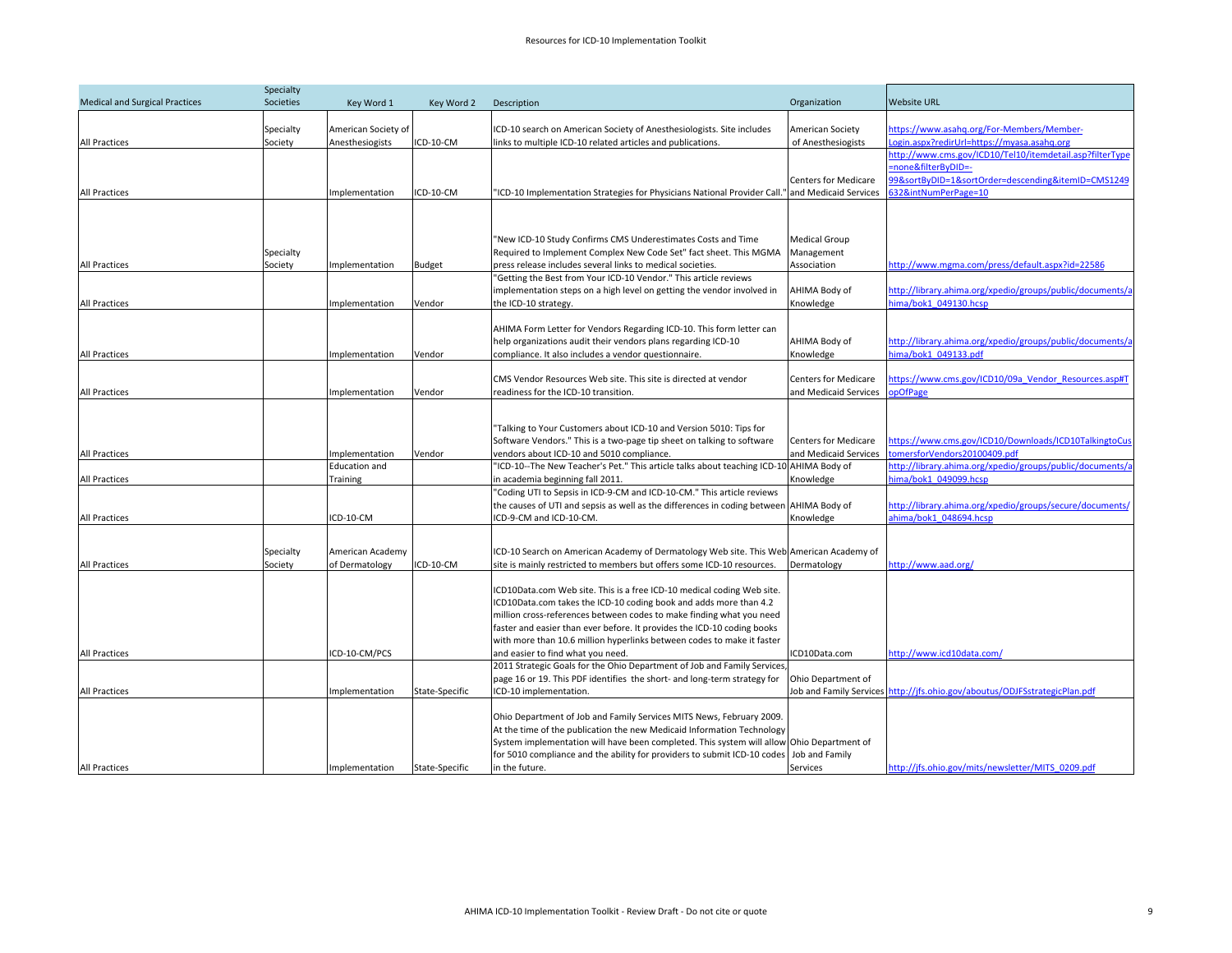Resources for ICD-10 Implementation Toolkit

| Medical and Surgical Practices | Specialty Societies | Key Word 1 | Key Word 2 | Description | Organization | Website URL |
|---|---|---|---|---|---|---|
| All Practices | Specialty Society | American Society of Anesthesiogists | ICD-10-CM | ICD-10 search on American Society of Anesthesiologists. Site includes links to multiple ICD-10 related articles and publications. | American Society of Anesthesiologists | https://www.asahq.org/For-Members/Member-Login.aspx?redirUrl=https://myasa.asahq.org |
| All Practices | | Implementation | ICD-10-CM | "ICD-10 Implementation Strategies for Physicians National Provider Call." | Centers for Medicare and Medicaid Services | http://www.cms.gov/ICD10/Tel10/itemdetail.asp?filterType=none&filterByDID=-99&sortByDID=1&sortOrder=descending&itemID=CMS1249632&intNumPerPage=10 |
| All Practices | Specialty Society | Implementation | Budget | "New ICD-10 Study Confirms CMS Underestimates Costs and Time Required to Implement Complex New Code Set" fact sheet. This MGMA press release includes several links to medical societies. | Medical Group Management Association | http://www.mgma.com/press/default.aspx?id=22586 |
| All Practices | | Implementation | Vendor | "Getting the Best from Your ICD-10 Vendor." This article reviews implementation steps on a high level on getting the vendor involved in the ICD-10 strategy. | AHIMA Body of Knowledge | http://library.ahima.org/xpedio/groups/public/documents/ahima/bok1_049130.hcsp |
| All Practices | | Implementation | Vendor | AHIMA Form Letter for Vendors Regarding ICD-10. This form letter can help organizations audit their vendors plans regarding ICD-10 compliance. It also includes a vendor questionnaire. | AHIMA Body of Knowledge | http://library.ahima.org/xpedio/groups/public/documents/ahima/bok1_049133.pdf |
| All Practices | | Implementation | Vendor | CMS Vendor Resources Web site. This site is directed at vendor readiness for the ICD-10 transition. | Centers for Medicare and Medicaid Services | https://www.cms.gov/ICD10/09a_Vendor_Resources.asp#TopOfPage |
| All Practices | | Implementation | Vendor | "Talking to Your Customers about ICD-10 and Version 5010: Tips for Software Vendors." This is a two-page tip sheet on talking to software vendors about ICD-10 and 5010 compliance. | Centers for Medicare and Medicaid Services | https://www.cms.gov/ICD10/Downloads/ICD10TalkingtoCustomersforVendors20100409.pdf |
| All Practices | | Education and Training | | "ICD-10--The New Teacher's Pet." This article talks about teaching ICD-10 in academia beginning fall 2011. | AHIMA Body of Knowledge | http://library.ahima.org/xpedio/groups/public/documents/ahima/bok1_049099.hcsp |
| All Practices | | ICD-10-CM | | "Coding UTI to Sepsis in ICD-9-CM and ICD-10-CM." This article reviews the causes of UTI and sepsis as well as the differences in coding between ICD-9-CM and ICD-10-CM. | AHIMA Body of Knowledge | http://library.ahima.org/xpedio/groups/secure/documents/ahima/bok1_048694.hcsp |
| All Practices | Specialty Society | American Academy of Dermatology | ICD-10-CM | ICD-10 Search on American Academy of Dermatology Web site. This Web site is mainly restricted to members but offers some ICD-10 resources. | American Academy of Dermatology | http://www.aad.org/ |
| All Practices | | ICD-10-CM/PCS | | ICD10Data.com Web site. This is a free ICD-10 medical coding Web site. ICD10Data.com takes the ICD-10 coding book and adds more than 4.2 million cross-references between codes to make finding what you need faster and easier than ever before. It provides the ICD-10 coding books with more than 10.6 million hyperlinks between codes to make it faster and easier to find what you need. | ICD10Data.com | http://www.icd10data.com/ |
| All Practices | | Implementation | State-Specific | 2011 Strategic Goals for the Ohio Department of Job and Family Services, page 16 or 19. This PDF identifies the short- and long-term strategy for ICD-10 implementation. | Ohio Department of Job and Family Services | http://jfs.ohio.gov/aboutus/ODJFSstrategicPlan.pdf |
| All Practices | | Implementation | State-Specific | Ohio Department of Job and Family Services MITS News, February 2009. At the time of the publication the new Medicaid Information Technology System implementation will have been completed. This system will allow for 5010 compliance and the ability for providers to submit ICD-10 codes in the future. | Ohio Department of Job and Family Services | http://jfs.ohio.gov/mits/newsletter/MITS_0209.pdf |

AHIMA ICD-10 Implementation Toolkit - Review Draft - Do not cite or quote